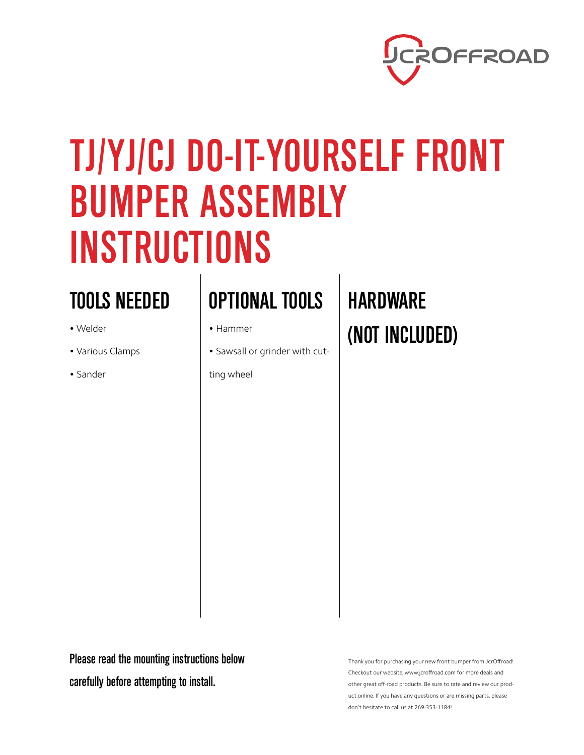# TJ/YJ/CJ DO-IT-YOURSELF FRONT BUMPER ASSEMBLY INSTRUCTIONS

## TOOLS NEEDED

- Welder
- Various Clamps
- Sander

## OPTIONAL TOOLS

- Hammer
- Sawsall or grinder with cutting wheel

## HARDWARE (NOT INCLUDED)

**Please read the mounting instructions below carefully before attempting to install.**

Thank you for purchasing your new front bumper from JcrOffroad! Checkout our website, www.jcroffroad.com for more deals and other great off-road products. Be sure to rate and review our product online. If you have any questions or are missing parts, please don't hesitate to call us at 269-353-1184!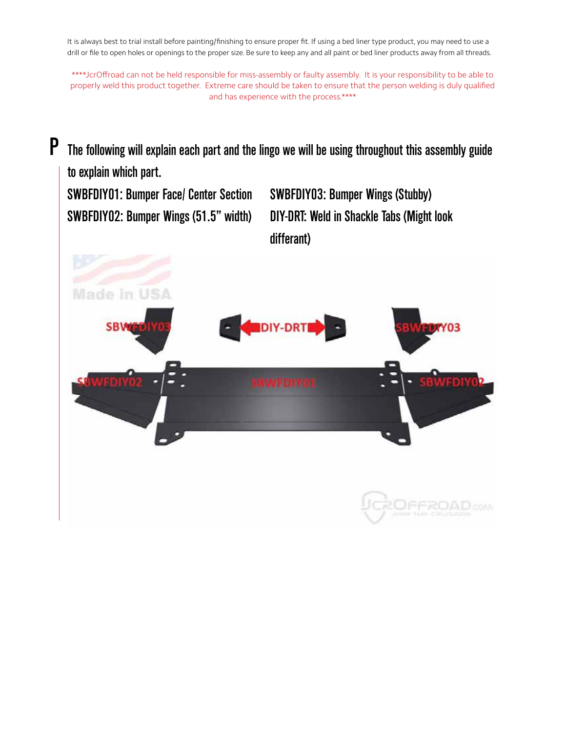It is always best to trial install before painting/finishing to ensure proper fit. If using a bed liner type product, you may need to use a drill or file to open holes or openings to the proper size. Be sure to keep any and all paint or bed liner products away from all threads.

****JcrOffroad can not be held responsible for miss-assembly or faulty assembly. It is your responsibility to be able to properly weld this product together. Extreme care should be taken to ensure that the person welding is duly qualified and has experience with the process.****

## P The following will explain each part and the lingo we will be using throughout this assembly guide to explain which part.

**SWBFDIY01: Bumper Face/ Center Section**

**SWBFDIY02: Bumper Wings (51.5" width)**

**SWBFDIY03: Bumper Wings (Stubby)**

**DIY-DRT: Weld in Shackle Tabs (Might look differant)**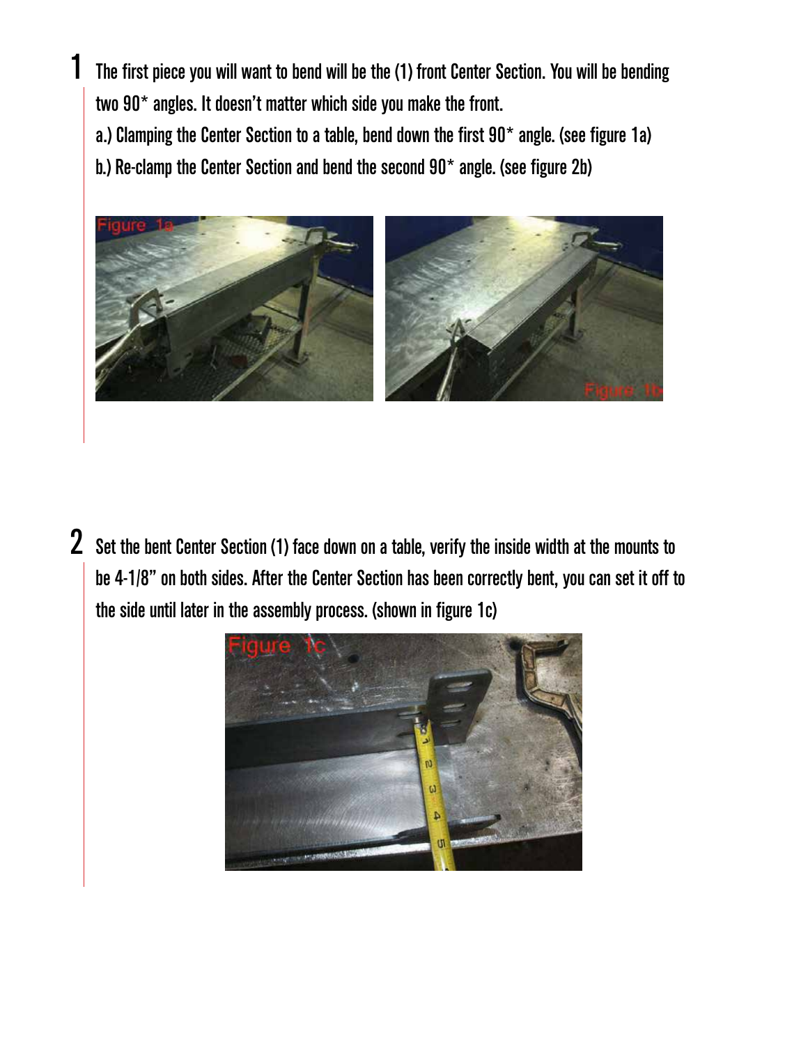1 The first piece you will want to bend will be the (1) front Center Section. You will be bending two 90* angles. It doesn't matter which side you make the front.

a.) Clamping the Center Section to a table, bend down the first 90* angle. (see figure 1a)

b.) Re-clamp the Center Section and bend the second 90* angle. (see figure 2b)

Figure 1a

Figure 1b

2 Set the bent Center Section (1) face down on a table, verify the inside width at the mounts to be 4-1/8" on both sides. After the Center Section has been correctly bent, you can set it off to the side until later in the assembly process. (shown in figure 1c)

Figure 1c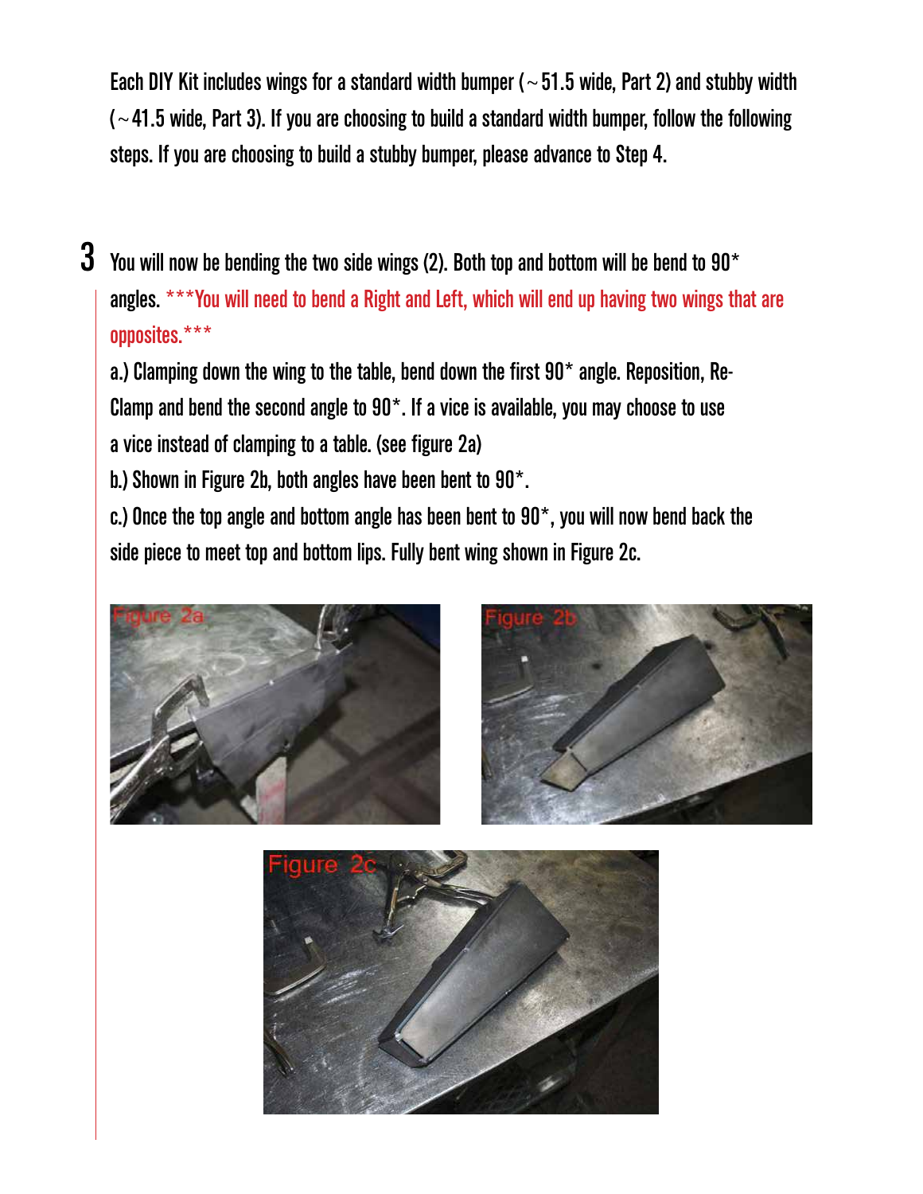Each DIY Kit includes wings for a standard width bumper (~51.5 wide, Part 2) and stubby width (~41.5 wide, Part 3). If you are choosing to build a standard width bumper, follow the following steps. If you are choosing to build a stubby bumper, please advance to Step 4.

**3** You will now be bending the two side wings (2). Both top and bottom will be bend to 90* angles. ***You will need to bend a Right and Left, which will end up having two wings that are opposites.***

a.) Clamping down the wing to the table, bend down the first 90* angle. Reposition, Re-Clamp and bend the second angle to 90*. If a vice is available, you may choose to use a vice instead of clamping to a table. (see figure 2a)

b.) Shown in Figure 2b, both angles have been bent to 90*.

c.) Once the top angle and bottom angle has been bent to 90*, you will now bend back the side piece to meet top and bottom lips. Fully bent wing shown in Figure 2c.

Figure 2a

Figure 2b

Figure 2c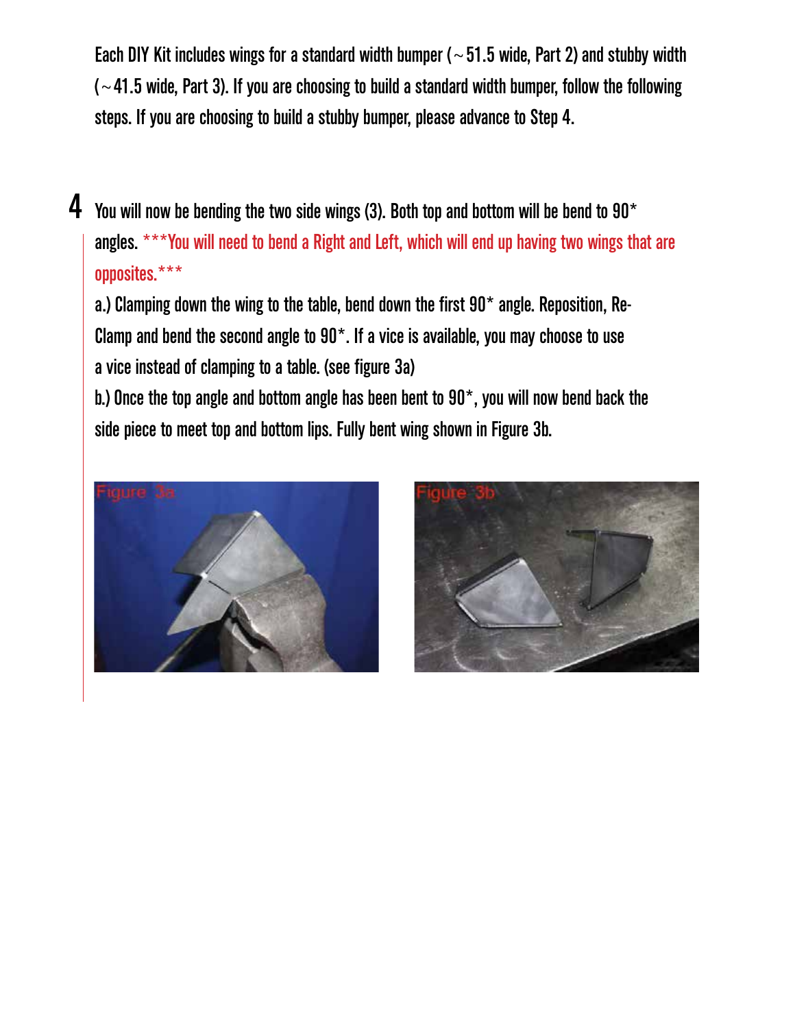Each DIY Kit includes wings for a standard width bumper (~51.5 wide, Part 2) and stubby width (~41.5 wide, Part 3). If you are choosing to build a standard width bumper, follow the following steps. If you are choosing to build a stubby bumper, please advance to Step 4.

## 4

You will now be bending the two side wings (3). Both top and bottom will be bend to 90* angles. ***You will need to bend a Right and Left, which will end up having two wings that are opposites.***

a.) Clamping down the wing to the table, bend down the first 90* angle. Reposition, Re-Clamp and bend the second angle to 90*. If a vice is available, you may choose to use a vice instead of clamping to a table. (see figure 3a)

b.) Once the top angle and bottom angle has been bent to 90*, you will now bend back the side piece to meet top and bottom lips. Fully bent wing shown in Figure 3b.

Figure 3a

Figure 3b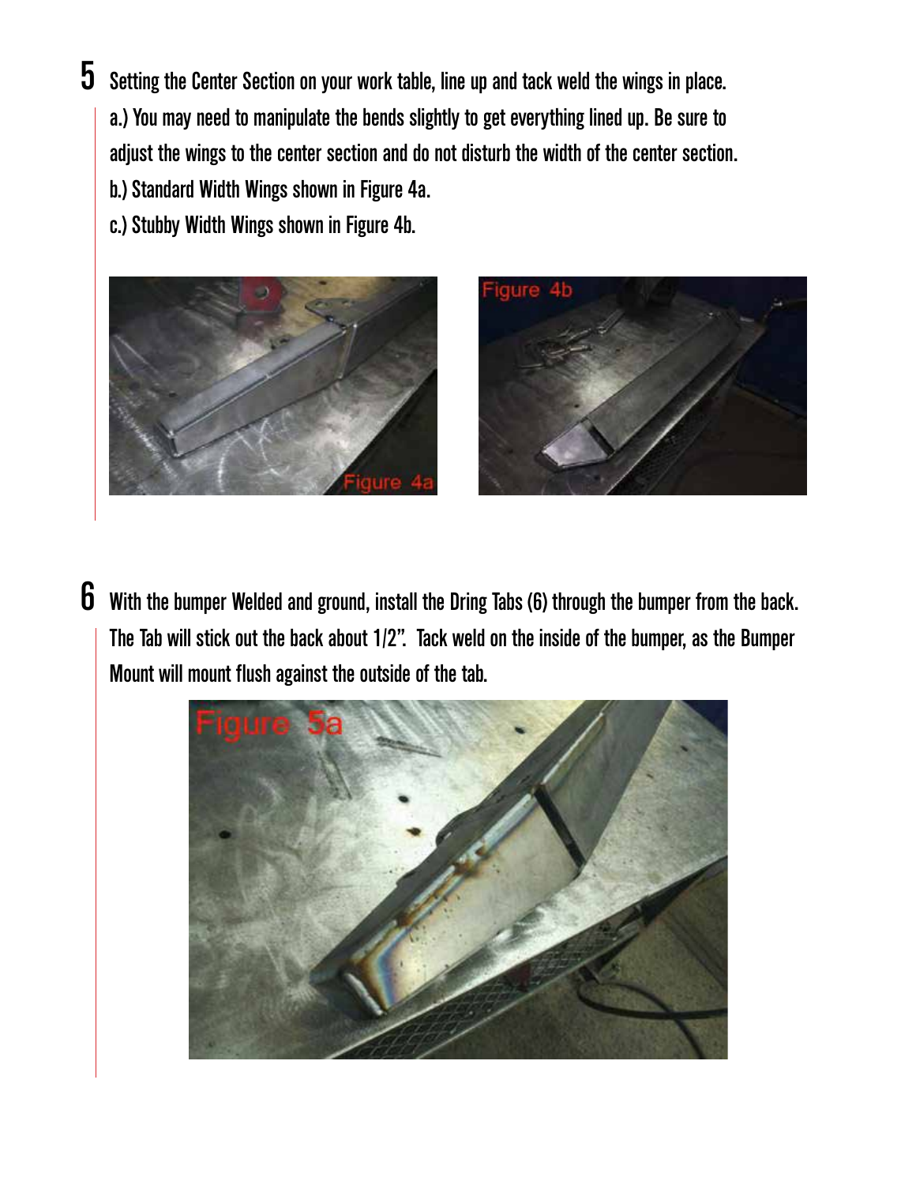5 Setting the Center Section on your work table, line up and tack weld the wings in place.

a.) You may need to manipulate the bends slightly to get everything lined up. Be sure to adjust the wings to the center section and do not disturb the width of the center section.

b.) Standard Width Wings shown in Figure 4a.

c.) Stubby Width Wings shown in Figure 4b.

Figure 4a

Figure 4b

6 With the bumper Welded and ground, install the Dring Tabs (6) through the bumper from the back. The Tab will stick out the back about 1/2". Tack weld on the inside of the bumper, as the Bumper Mount will mount flush against the outside of the tab.

Figure 5a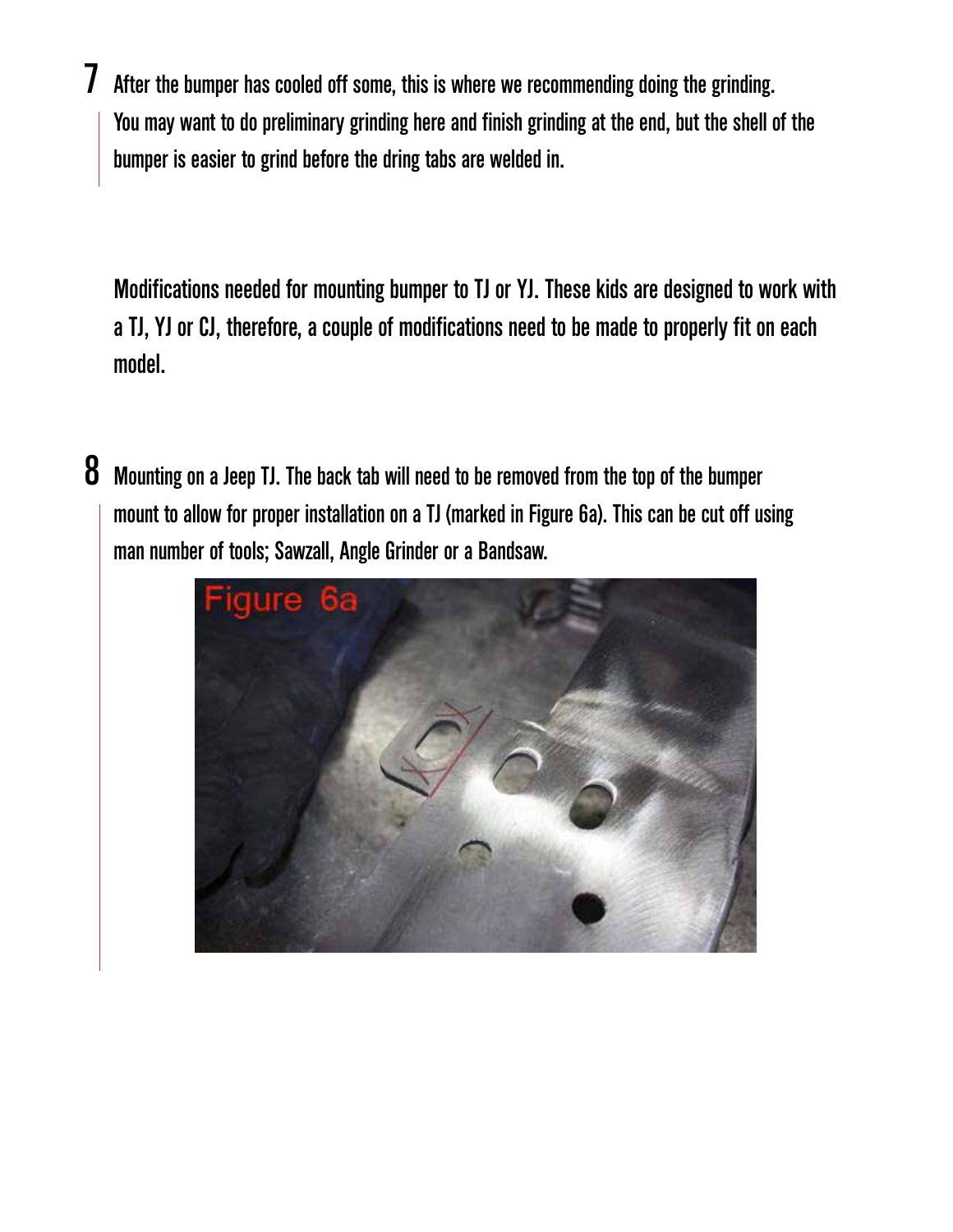**7** After the bumper has cooled off some, this is where we recommending doing the grinding. You may want to do preliminary grinding here and finish grinding at the end, but the shell of the bumper is easier to grind before the dring tabs are welded in.

Modifications needed for mounting bumper to TJ or YJ. These kids are designed to work with a TJ, YJ or CJ, therefore, a couple of modifications need to be made to properly fit on each model.

**8** Mounting on a Jeep TJ. The back tab will need to be removed from the top of the bumper mount to allow for proper installation on a TJ (marked in Figure 6a). This can be cut off using man number of tools; Sawzall, Angle Grinder or a Bandsaw.

Figure 6a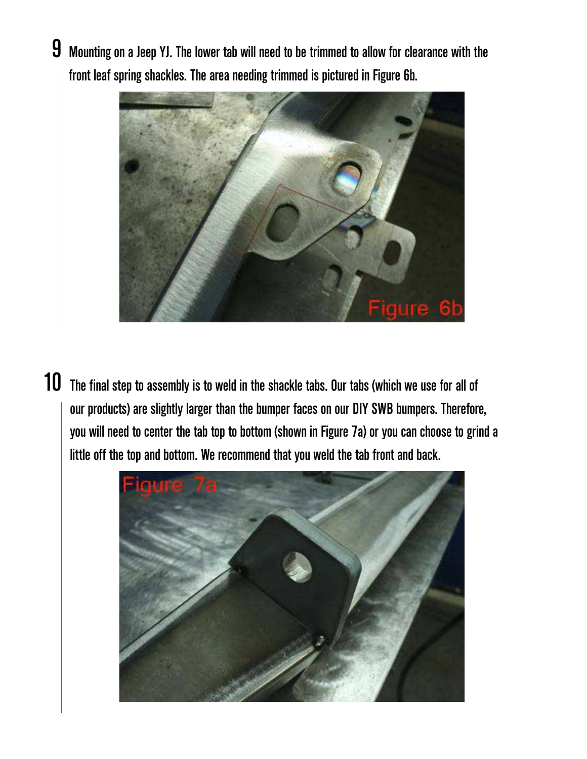9 Mounting on a Jeep YJ. The lower tab will need to be trimmed to allow for clearance with the front leaf spring shackles. The area needing trimmed is pictured in Figure 6b.

Figure 6b

10 The final step to assembly is to weld in the shackle tabs. Our tabs (which we use for all of our products) are slightly larger than the bumper faces on our DIY SWB bumpers. Therefore, you will need to center the tab top to bottom (shown in Figure 7a) or you can choose to grind a little off the top and bottom. We recommend that you weld the tab front and back.

Figure 7a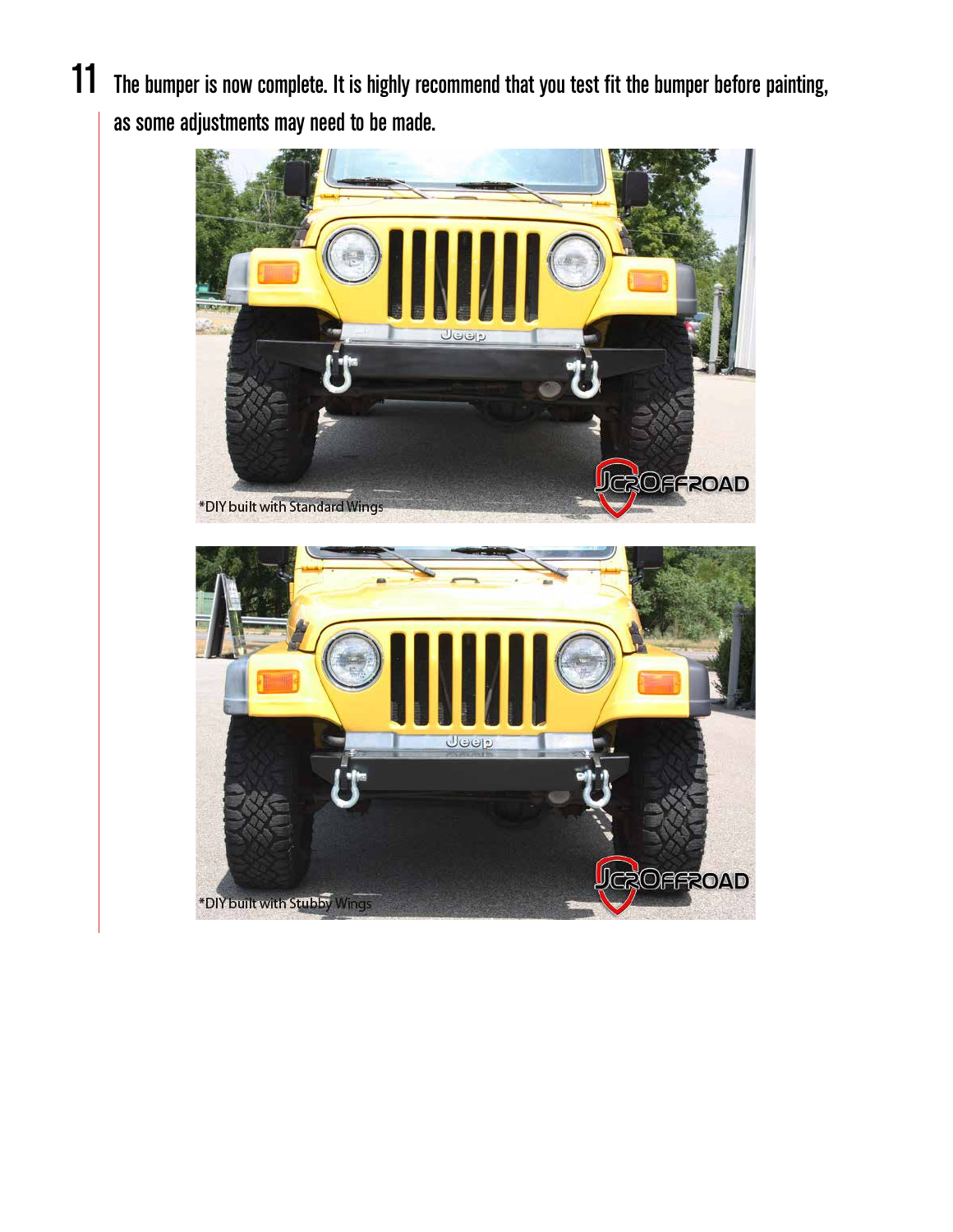**11** The bumper is now complete. It is highly recommend that you test fit the bumper before painting, as some adjustments may need to be made.

*DIY built with Standard Wings

*DIY built with Stubby Wings